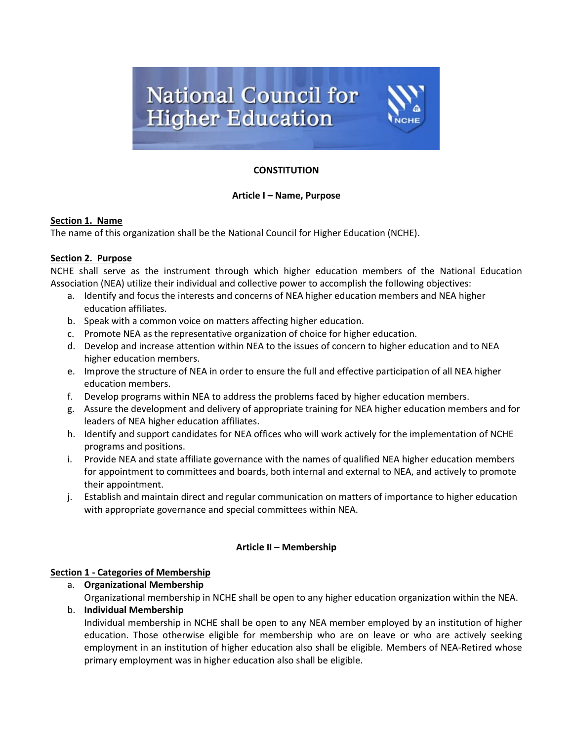# National Council for Higher Education

## CONSTITUTION

### Article I – Name, Purpose

**Section 1. Name**

The name of this organization shall be the National Council for Higher Education (NCHE).

**Section 2. Purpose**

NCHE shall serve as the instrument through which higher education members of the National Education Association (NEA) utilize their individual and collective power to accomplish the following objectives:

a. Identify and focus the interests and concerns of NEA higher education members and NEA higher education affiliates.
b. Speak with a common voice on matters affecting higher education.
c. Promote NEA as the representative organization of choice for higher education.
d. Develop and increase attention within NEA to the issues of concern to higher education and to NEA higher education members.
e. Improve the structure of NEA in order to ensure the full and effective participation of all NEA higher education members.
f. Develop programs within NEA to address the problems faced by higher education members.
g. Assure the development and delivery of appropriate training for NEA higher education members and for leaders of NEA higher education affiliates.
h. Identify and support candidates for NEA offices who will work actively for the implementation of NCHE programs and positions.
i. Provide NEA and state affiliate governance with the names of qualified NEA higher education members for appointment to committees and boards, both internal and external to NEA, and actively to promote their appointment.
j. Establish and maintain direct and regular communication on matters of importance to higher education with appropriate governance and special committees within NEA.

### Article II – Membership

**Section 1 - Categories of Membership**

a. **Organizational Membership**
   Organizational membership in NCHE shall be open to any higher education organization within the NEA.
b. **Individual Membership**
   Individual membership in NCHE shall be open to any NEA member employed by an institution of higher education. Those otherwise eligible for membership who are on leave or who are actively seeking employment in an institution of higher education also shall be eligible. Members of NEA-Retired whose primary employment was in higher education also shall be eligible.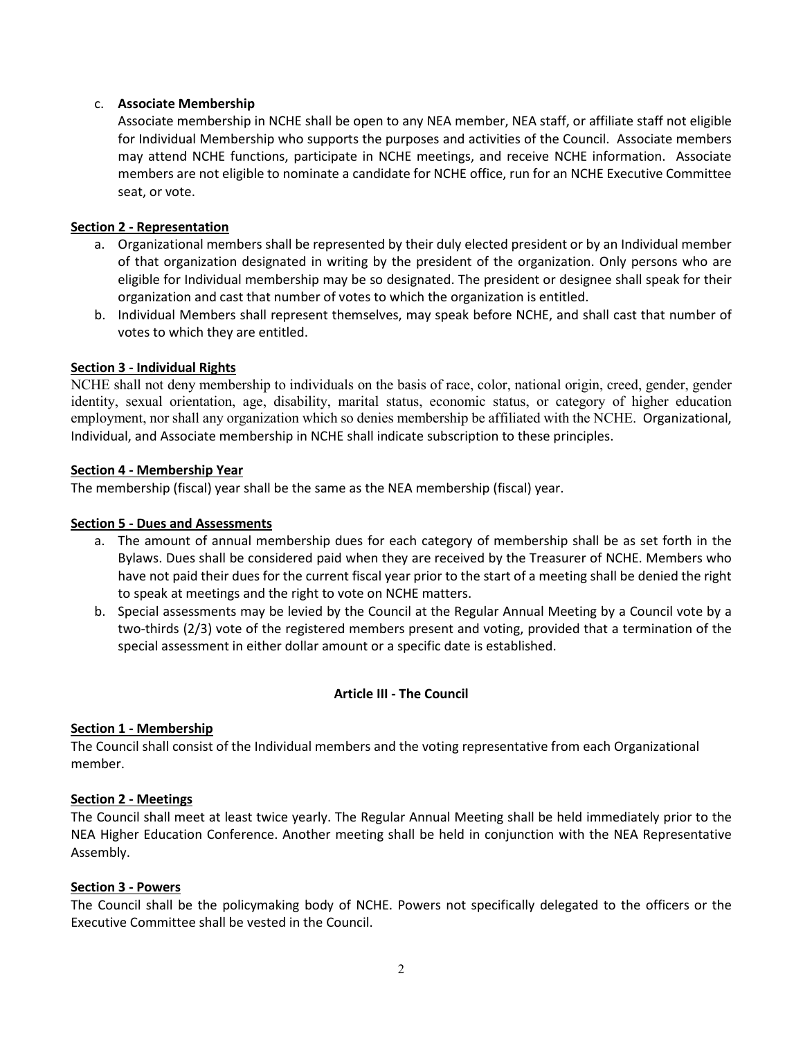c. **Associate Membership**

   Associate membership in NCHE shall be open to any NEA member, NEA staff, or affiliate staff not eligible for Individual Membership who supports the purposes and activities of the Council. Associate members may attend NCHE functions, participate in NCHE meetings, and receive NCHE information. Associate members are not eligible to nominate a candidate for NCHE office, run for an NCHE Executive Committee seat, or vote.

**Section 2 - Representation**

a. Organizational members shall be represented by their duly elected president or by an Individual member of that organization designated in writing by the president of the organization. Only persons who are eligible for Individual membership may be so designated. The president or designee shall speak for their organization and cast that number of votes to which the organization is entitled.
b. Individual Members shall represent themselves, may speak before NCHE, and shall cast that number of votes to which they are entitled.

**Section 3 - Individual Rights**

NCHE shall not deny membership to individuals on the basis of race, color, national origin, creed, gender, gender identity, sexual orientation, age, disability, marital status, economic status, or category of higher education employment, nor shall any organization which so denies membership be affiliated with the NCHE. Organizational, Individual, and Associate membership in NCHE shall indicate subscription to these principles.

**Section 4 - Membership Year**

The membership (fiscal) year shall be the same as the NEA membership (fiscal) year.

**Section 5 - Dues and Assessments**

a. The amount of annual membership dues for each category of membership shall be as set forth in the Bylaws. Dues shall be considered paid when they are received by the Treasurer of NCHE. Members who have not paid their dues for the current fiscal year prior to the start of a meeting shall be denied the right to speak at meetings and the right to vote on NCHE matters.
b. Special assessments may be levied by the Council at the Regular Annual Meeting by a Council vote by a two-thirds (2/3) vote of the registered members present and voting, provided that a termination of the special assessment in either dollar amount or a specific date is established.

## Article III - The Council

**Section 1 - Membership**

The Council shall consist of the Individual members and the voting representative from each Organizational member.

**Section 2 - Meetings**

The Council shall meet at least twice yearly. The Regular Annual Meeting shall be held immediately prior to the NEA Higher Education Conference. Another meeting shall be held in conjunction with the NEA Representative Assembly.

**Section 3 - Powers**

The Council shall be the policymaking body of NCHE. Powers not specifically delegated to the officers or the Executive Committee shall be vested in the Council.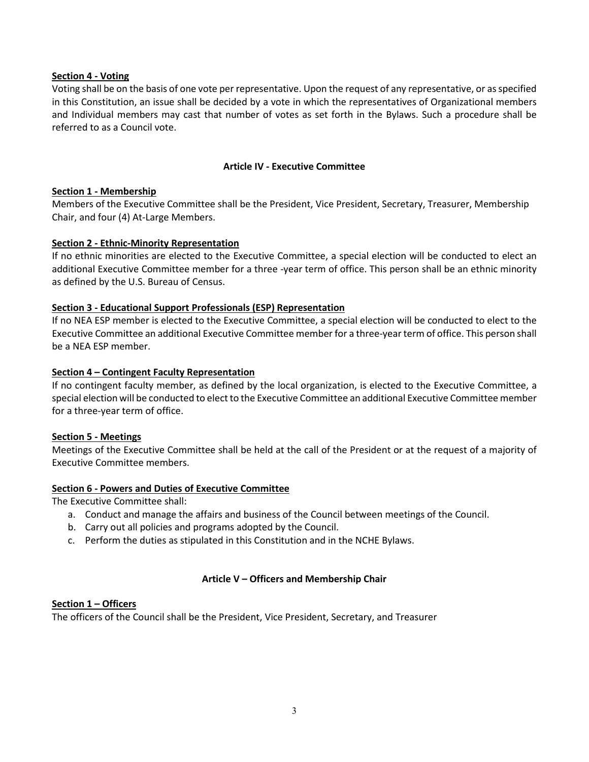**Section 4 - Voting**

Voting shall be on the basis of one vote per representative. Upon the request of any representative, or as specified in this Constitution, an issue shall be decided by a vote in which the representatives of Organizational members and Individual members may cast that number of votes as set forth in the Bylaws. Such a procedure shall be referred to as a Council vote.

## Article IV - Executive Committee

**Section 1 - Membership**

Members of the Executive Committee shall be the President, Vice President, Secretary, Treasurer, Membership Chair, and four (4) At-Large Members.

**Section 2 - Ethnic-Minority Representation**

If no ethnic minorities are elected to the Executive Committee, a special election will be conducted to elect an additional Executive Committee member for a three -year term of office. This person shall be an ethnic minority as defined by the U.S. Bureau of Census.

**Section 3 - Educational Support Professionals (ESP) Representation**

If no NEA ESP member is elected to the Executive Committee, a special election will be conducted to elect to the Executive Committee an additional Executive Committee member for a three-year term of office. This person shall be a NEA ESP member.

**Section 4 – Contingent Faculty Representation**

If no contingent faculty member, as defined by the local organization, is elected to the Executive Committee, a special election will be conducted to elect to the Executive Committee an additional Executive Committee member for a three-year term of office.

**Section 5 - Meetings**

Meetings of the Executive Committee shall be held at the call of the President or at the request of a majority of Executive Committee members.

**Section 6 - Powers and Duties of Executive Committee**

The Executive Committee shall:

a. Conduct and manage the affairs and business of the Council between meetings of the Council.
b. Carry out all policies and programs adopted by the Council.
c. Perform the duties as stipulated in this Constitution and in the NCHE Bylaws.

## Article V – Officers and Membership Chair

**Section 1 – Officers**

The officers of the Council shall be the President, Vice President, Secretary, and Treasurer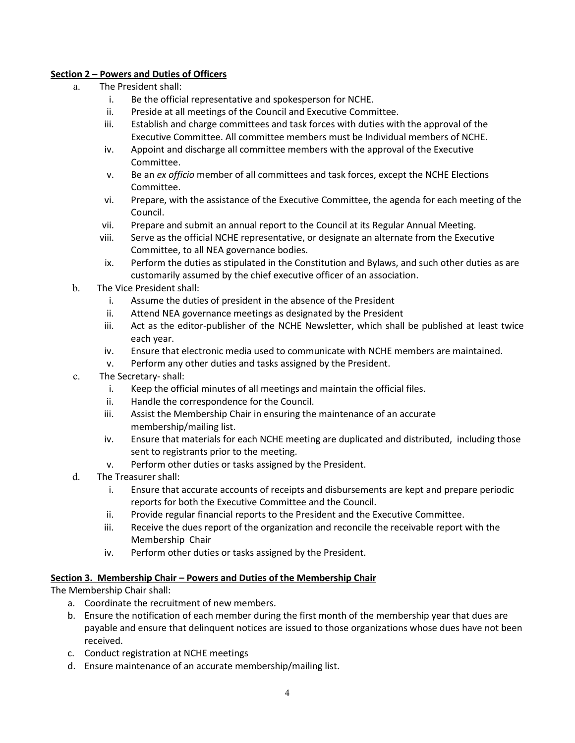**Section 2 – Powers and Duties of Officers**

a. The President shall:
   i. Be the official representative and spokesperson for NCHE.
   ii. Preside at all meetings of the Council and Executive Committee.
   iii. Establish and charge committees and task forces with duties with the approval of the Executive Committee. All committee members must be Individual members of NCHE.
   iv. Appoint and discharge all committee members with the approval of the Executive Committee.
   v. Be an *ex officio* member of all committees and task forces, except the NCHE Elections Committee.
   vi. Prepare, with the assistance of the Executive Committee, the agenda for each meeting of the Council.
   vii. Prepare and submit an annual report to the Council at its Regular Annual Meeting.
   viii. Serve as the official NCHE representative, or designate an alternate from the Executive Committee, to all NEA governance bodies.
   ix. Perform the duties as stipulated in the Constitution and Bylaws, and such other duties as are customarily assumed by the chief executive officer of an association.

b. The Vice President shall:
   i. Assume the duties of president in the absence of the President
   ii. Attend NEA governance meetings as designated by the President
   iii. Act as the editor-publisher of the NCHE Newsletter, which shall be published at least twice each year.
   iv. Ensure that electronic media used to communicate with NCHE members are maintained.
   v. Perform any other duties and tasks assigned by the President.

c. The Secretary- shall:
   i. Keep the official minutes of all meetings and maintain the official files.
   ii. Handle the correspondence for the Council.
   iii. Assist the Membership Chair in ensuring the maintenance of an accurate membership/mailing list.
   iv. Ensure that materials for each NCHE meeting are duplicated and distributed, including those sent to registrants prior to the meeting.
   v. Perform other duties or tasks assigned by the President.

d. The Treasurer shall:
   i. Ensure that accurate accounts of receipts and disbursements are kept and prepare periodic reports for both the Executive Committee and the Council.
   ii. Provide regular financial reports to the President and the Executive Committee.
   iii. Receive the dues report of the organization and reconcile the receivable report with the Membership Chair
   iv. Perform other duties or tasks assigned by the President.

**Section 3. Membership Chair – Powers and Duties of the Membership Chair**

The Membership Chair shall:

a. Coordinate the recruitment of new members.
b. Ensure the notification of each member during the first month of the membership year that dues are payable and ensure that delinquent notices are issued to those organizations whose dues have not been received.
c. Conduct registration at NCHE meetings
d. Ensure maintenance of an accurate membership/mailing list.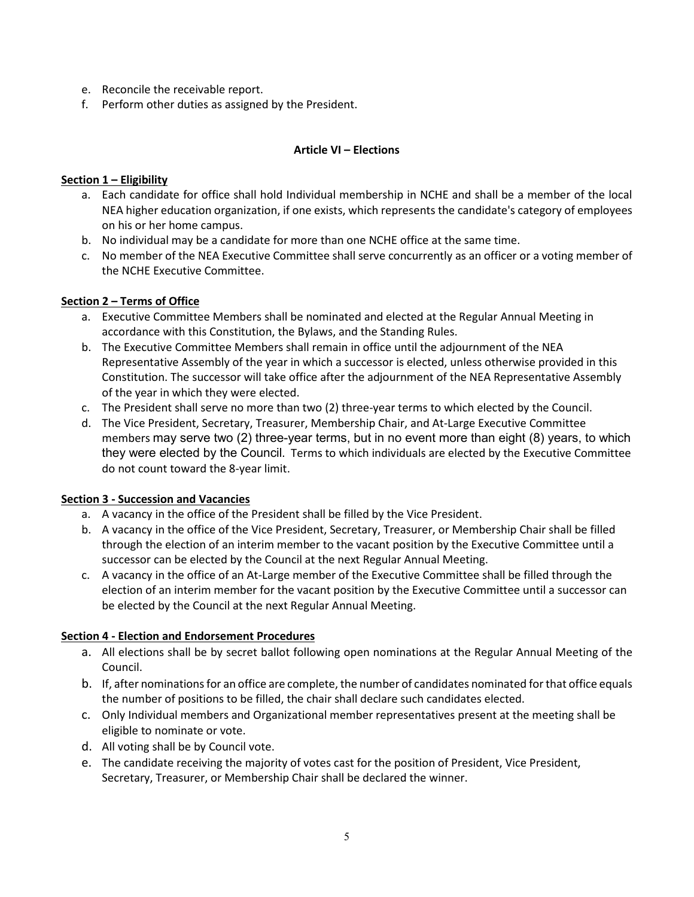e. Reconcile the receivable report.
f. Perform other duties as assigned by the President.

## Article VI – Elections

**Section 1 – Eligibility**

a. Each candidate for office shall hold Individual membership in NCHE and shall be a member of the local NEA higher education organization, if one exists, which represents the candidate's category of employees on his or her home campus.
b. No individual may be a candidate for more than one NCHE office at the same time.
c. No member of the NEA Executive Committee shall serve concurrently as an officer or a voting member of the NCHE Executive Committee.

**Section 2 – Terms of Office**

a. Executive Committee Members shall be nominated and elected at the Regular Annual Meeting in accordance with this Constitution, the Bylaws, and the Standing Rules.
b. The Executive Committee Members shall remain in office until the adjournment of the NEA Representative Assembly of the year in which a successor is elected, unless otherwise provided in this Constitution. The successor will take office after the adjournment of the NEA Representative Assembly of the year in which they were elected.
c. The President shall serve no more than two (2) three-year terms to which elected by the Council.
d. The Vice President, Secretary, Treasurer, Membership Chair, and At-Large Executive Committee members may serve two (2) three-year terms, but in no event more than eight (8) years, to which they were elected by the Council. Terms to which individuals are elected by the Executive Committee do not count toward the 8-year limit.

**Section 3 - Succession and Vacancies**

a. A vacancy in the office of the President shall be filled by the Vice President.
b. A vacancy in the office of the Vice President, Secretary, Treasurer, or Membership Chair shall be filled through the election of an interim member to the vacant position by the Executive Committee until a successor can be elected by the Council at the next Regular Annual Meeting.
c. A vacancy in the office of an At-Large member of the Executive Committee shall be filled through the election of an interim member for the vacant position by the Executive Committee until a successor can be elected by the Council at the next Regular Annual Meeting.

**Section 4 - Election and Endorsement Procedures**

a. All elections shall be by secret ballot following open nominations at the Regular Annual Meeting of the Council.
b. If, after nominations for an office are complete, the number of candidates nominated for that office equals the number of positions to be filled, the chair shall declare such candidates elected.
c. Only Individual members and Organizational member representatives present at the meeting shall be eligible to nominate or vote.
d. All voting shall be by Council vote.
e. The candidate receiving the majority of votes cast for the position of President, Vice President, Secretary, Treasurer, or Membership Chair shall be declared the winner.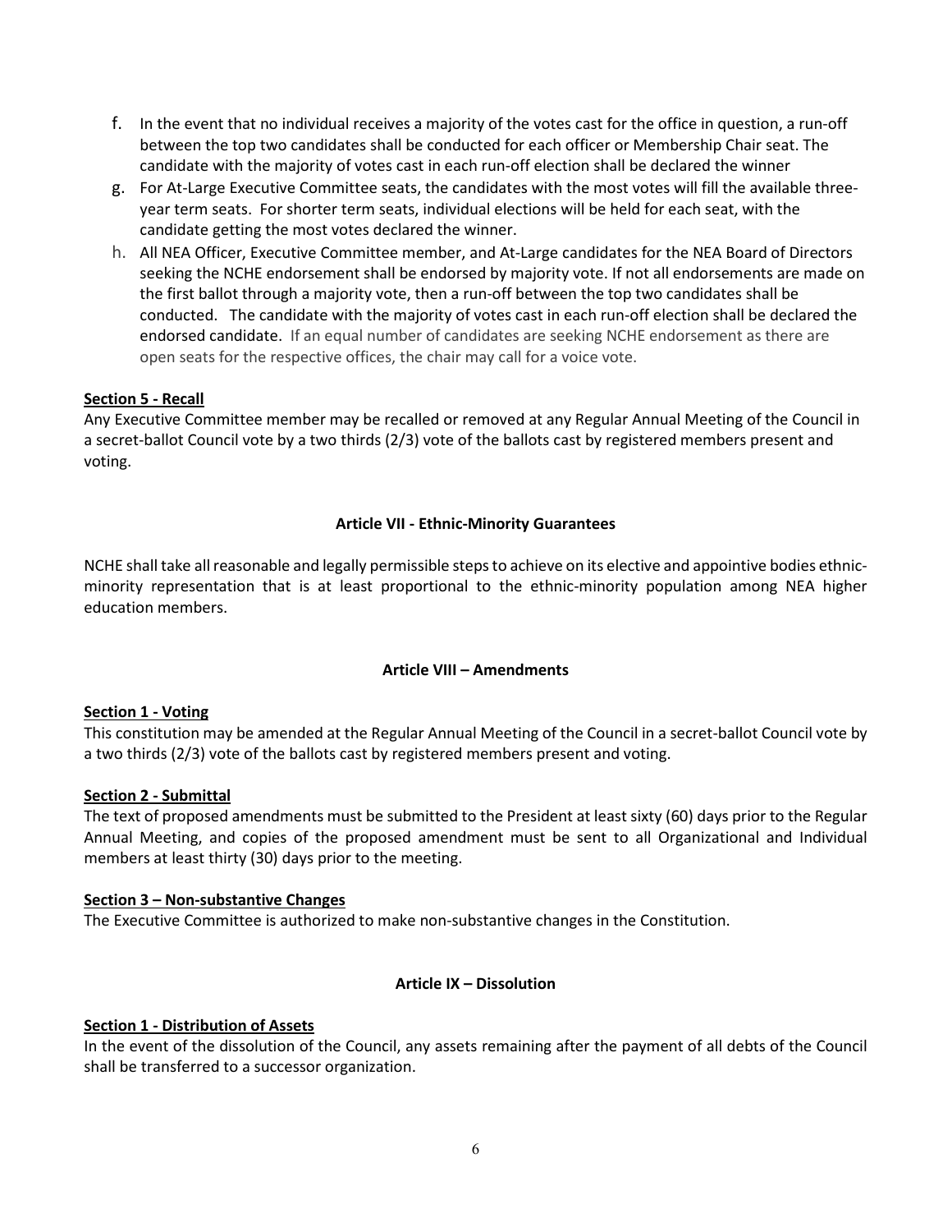f. In the event that no individual receives a majority of the votes cast for the office in question, a run-off between the top two candidates shall be conducted for each officer or Membership Chair seat. The candidate with the majority of votes cast in each run-off election shall be declared the winner

g. For At-Large Executive Committee seats, the candidates with the most votes will fill the available three-year term seats. For shorter term seats, individual elections will be held for each seat, with the candidate getting the most votes declared the winner.

h. All NEA Officer, Executive Committee member, and At-Large candidates for the NEA Board of Directors seeking the NCHE endorsement shall be endorsed by majority vote. If not all endorsements are made on the first ballot through a majority vote, then a run-off between the top two candidates shall be conducted. The candidate with the majority of votes cast in each run-off election shall be declared the endorsed candidate. If an equal number of candidates are seeking NCHE endorsement as there are open seats for the respective offices, the chair may call for a voice vote.

**Section 5 - Recall**

Any Executive Committee member may be recalled or removed at any Regular Annual Meeting of the Council in a secret-ballot Council vote by a two thirds (2/3) vote of the ballots cast by registered members present and voting.

## Article VII - Ethnic-Minority Guarantees

NCHE shall take all reasonable and legally permissible steps to achieve on its elective and appointive bodies ethnic-minority representation that is at least proportional to the ethnic-minority population among NEA higher education members.

## Article VIII – Amendments

**Section 1 - Voting**

This constitution may be amended at the Regular Annual Meeting of the Council in a secret-ballot Council vote by a two thirds (2/3) vote of the ballots cast by registered members present and voting.

**Section 2 - Submittal**

The text of proposed amendments must be submitted to the President at least sixty (60) days prior to the Regular Annual Meeting, and copies of the proposed amendment must be sent to all Organizational and Individual members at least thirty (30) days prior to the meeting.

**Section 3 – Non-substantive Changes**

The Executive Committee is authorized to make non-substantive changes in the Constitution.

## Article IX – Dissolution

**Section 1 - Distribution of Assets**

In the event of the dissolution of the Council, any assets remaining after the payment of all debts of the Council shall be transferred to a successor organization.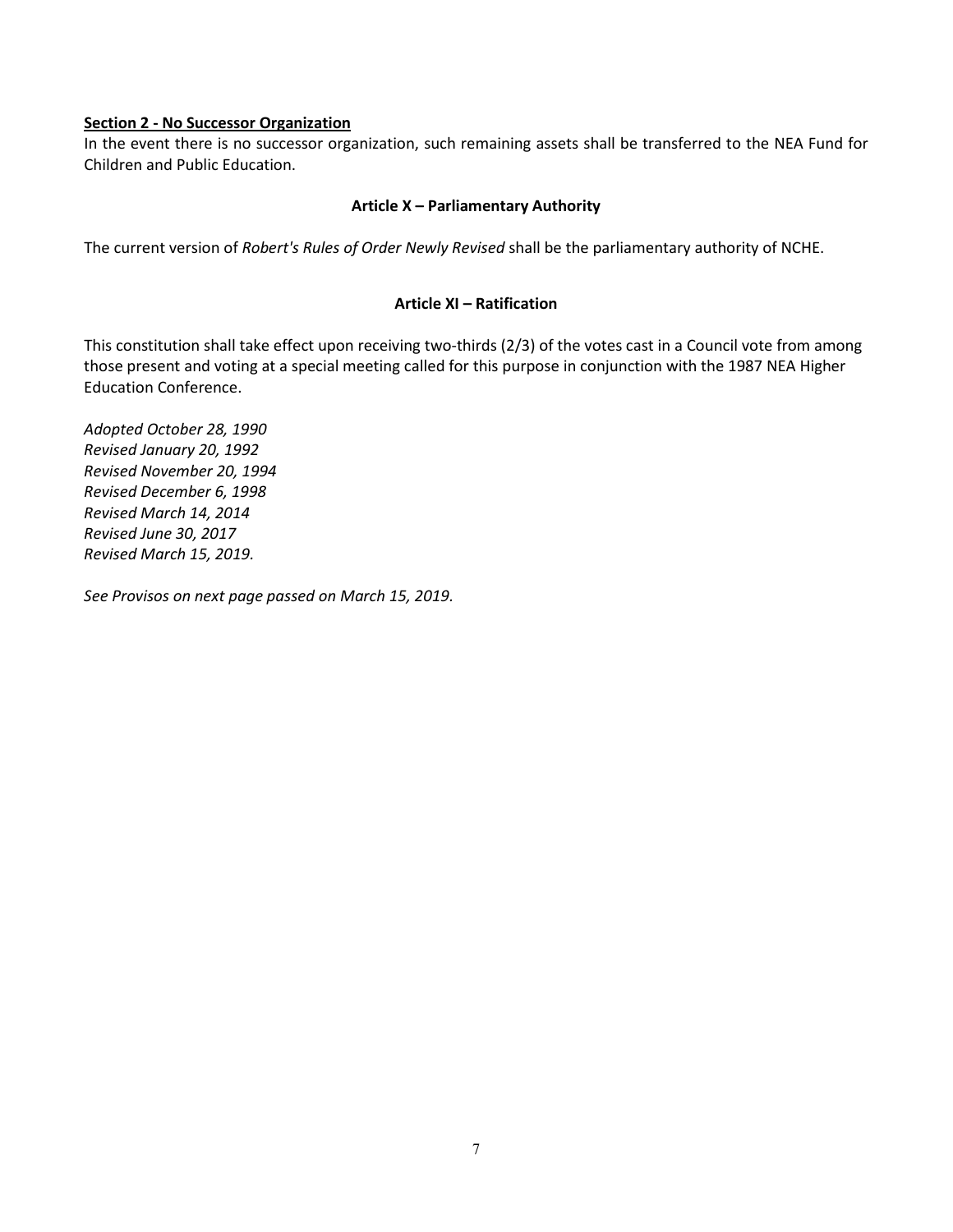**Section 2 - No Successor Organization**

In the event there is no successor organization, such remaining assets shall be transferred to the NEA Fund for Children and Public Education.

## Article X – Parliamentary Authority

The current version of *Robert's Rules of Order Newly Revised* shall be the parliamentary authority of NCHE.

## Article XI – Ratification

This constitution shall take effect upon receiving two-thirds (2/3) of the votes cast in a Council vote from among those present and voting at a special meeting called for this purpose in conjunction with the 1987 NEA Higher Education Conference.

*Adopted October 28, 1990*
*Revised January 20, 1992*
*Revised November 20, 1994*
*Revised December 6, 1998*
*Revised March 14, 2014*
*Revised June 30, 2017*
*Revised March 15, 2019.*

*See Provisos on next page passed on March 15, 2019.*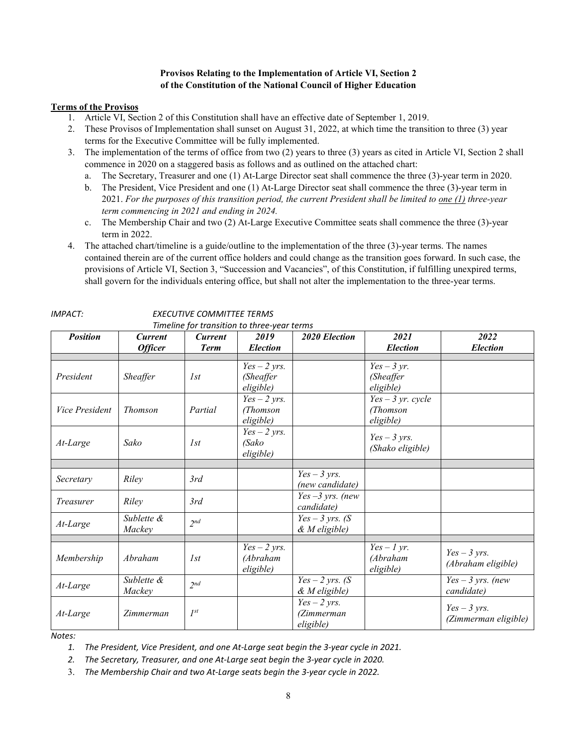**Provisos Relating to the Implementation of Article VI, Section 2 of the Constitution of the National Council of Higher Education**

**Terms of the Provisos**

1. Article VI, Section 2 of this Constitution shall have an effective date of September 1, 2019.
2. These Provisos of Implementation shall sunset on August 31, 2022, at which time the transition to three (3) year terms for the Executive Committee will be fully implemented.
3. The implementation of the terms of office from two (2) years to three (3) years as cited in Article VI, Section 2 shall commence in 2020 on a staggered basis as follows and as outlined on the attached chart:
   a. The Secretary, Treasurer and one (1) At-Large Director seat shall commence the three (3)-year term in 2020.
   b. The President, Vice President and one (1) At-Large Director seat shall commence the three (3)-year term in 2021. *For the purposes of this transition period, the current President shall be limited to one (1) three-year term commencing in 2021 and ending in 2024.*
   c. The Membership Chair and two (2) At-Large Executive Committee seats shall commence the three (3)-year term in 2022.
4. The attached chart/timeline is a guide/outline to the implementation of the three (3)-year terms. The names contained therein are of the current office holders and could change as the transition goes forward. In such case, the provisions of Article VI, Section 3, "Succession and Vacancies", of this Constitution, if fulfilling unexpired terms, shall govern for the individuals entering office, but shall not alter the implementation to the three-year terms.

*IMPACT:* *EXECUTIVE COMMITTEE TERMS*
*Timeline for transition to three-year terms*

| *Position* | *Current Officer* | *Current Term* | *2019 Election* | *2020 Election* | *2021 Election* | *2022 Election* |
|---|---|---|---|---|---|---|
| | | | | | | |
| *President* | *Sheaffer* | *1st* | *Yes – 2 yrs. (Sheaffer eligible)* | | *Yes – 3 yr. (Sheaffer eligible)* | |
| *Vice President* | *Thomson* | *Partial* | *Yes – 2 yrs. (Thomson eligible)* | | *Yes – 3 yr. cycle (Thomson eligible)* | |
| *At-Large* | *Sako* | *1st* | *Yes – 2 yrs. (Sako eligible)* | | *Yes – 3 yrs. (Shako eligible)* | |
| | | | | | | |
| *Secretary* | *Riley* | *3rd* | | *Yes – 3 yrs. (new candidate)* | | |
| *Treasurer* | *Riley* | *3rd* | | *Yes –3 yrs. (new candidate)* | | |
| *At-Large* | *Sublette & Mackey* | *2nd* | | *Yes – 3 yrs. (S & M eligible)* | | |
| | | | | | | |
| *Membership* | *Abraham* | *1st* | *Yes – 2 yrs. (Abraham eligible)* | | *Yes – 1 yr. (Abraham eligible)* | *Yes – 3 yrs. (Abraham eligible)* |
| *At-Large* | *Sublette & Mackey* | *2nd* | | *Yes – 2 yrs. (S & M eligible)* | | *Yes – 3 yrs. (new candidate)* |
| *At-Large* | *Zimmerman* | *1st* | | *Yes – 2 yrs. (Zimmerman eligible)* | | *Yes – 3 yrs. (Zimmerman eligible)* |

*Notes:*

1. *The President, Vice President, and one At-Large seat begin the 3-year cycle in 2021.*
2. *The Secretary, Treasurer, and one At-Large seat begin the 3-year cycle in 2020.*
3. *The Membership Chair and two At-Large seats begin the 3-year cycle in 2022.*